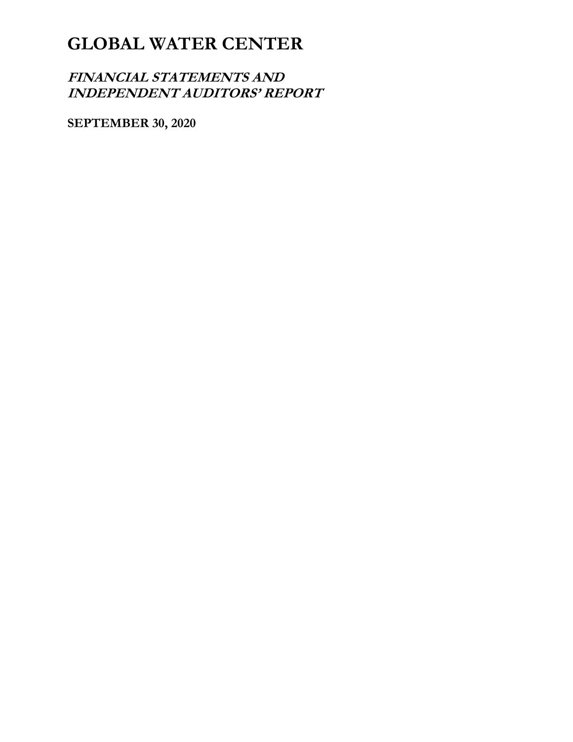# GLOBAL WATER CENTER

## *FINANCIAL STATEMENTS AND INDEPENDENT AUDITORS' REPORT*

**SEPTEMBER 30, 2020**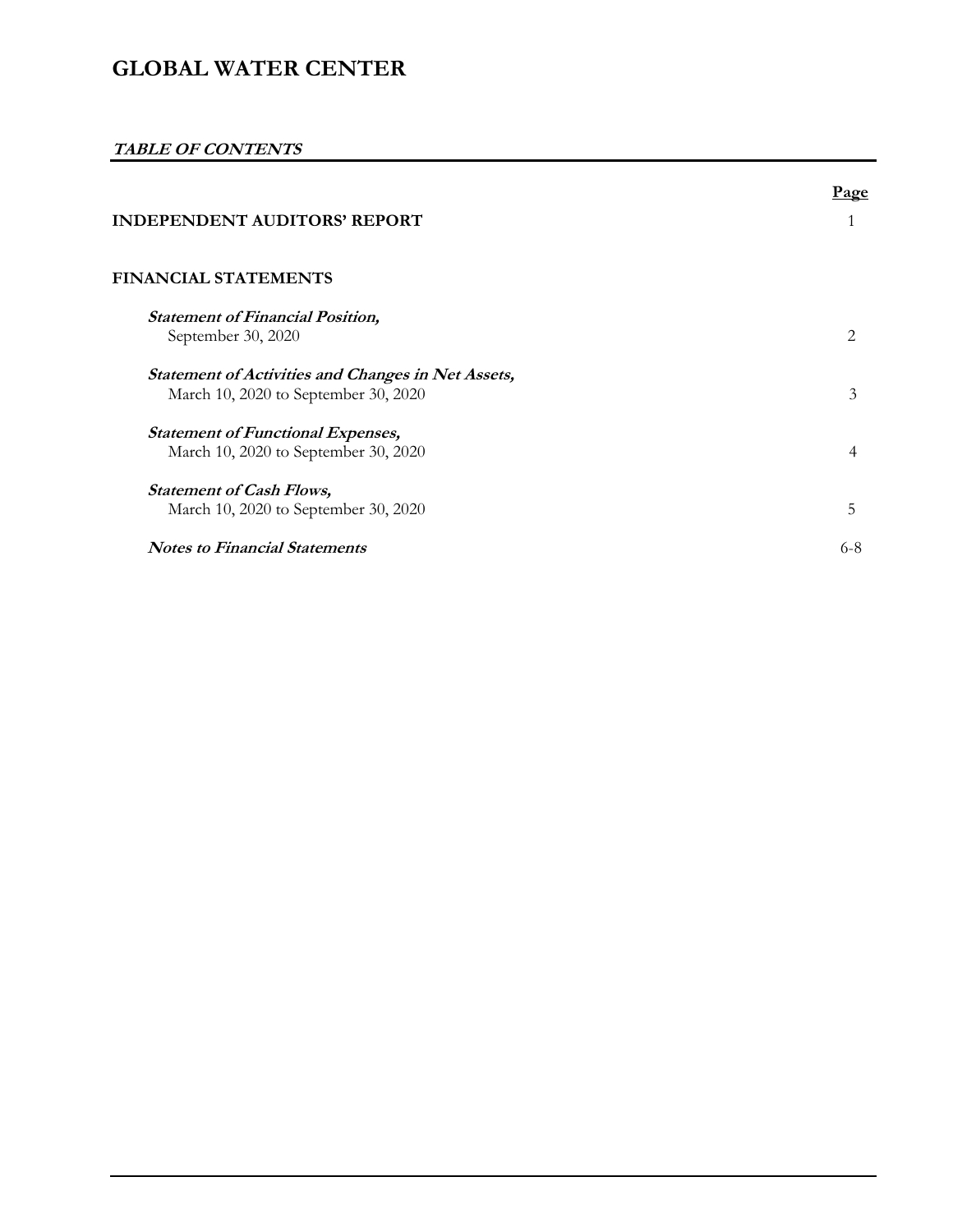# GLOBAL WATER CENTER

***TABLE OF CONTENTS***

| | Page |
|---|---|
| **INDEPENDENT AUDITORS' REPORT** | 1 |
| **FINANCIAL STATEMENTS** | |
| ***Statement of Financial Position,*** September 30, 2020 | 2 |
| ***Statement of Activities and Changes in Net Assets,*** March 10, 2020 to September 30, 2020 | 3 |
| ***Statement of Functional Expenses,*** March 10, 2020 to September 30, 2020 | 4 |
| ***Statement of Cash Flows,*** March 10, 2020 to September 30, 2020 | 5 |
| ***Notes to Financial Statements*** | 6-8 |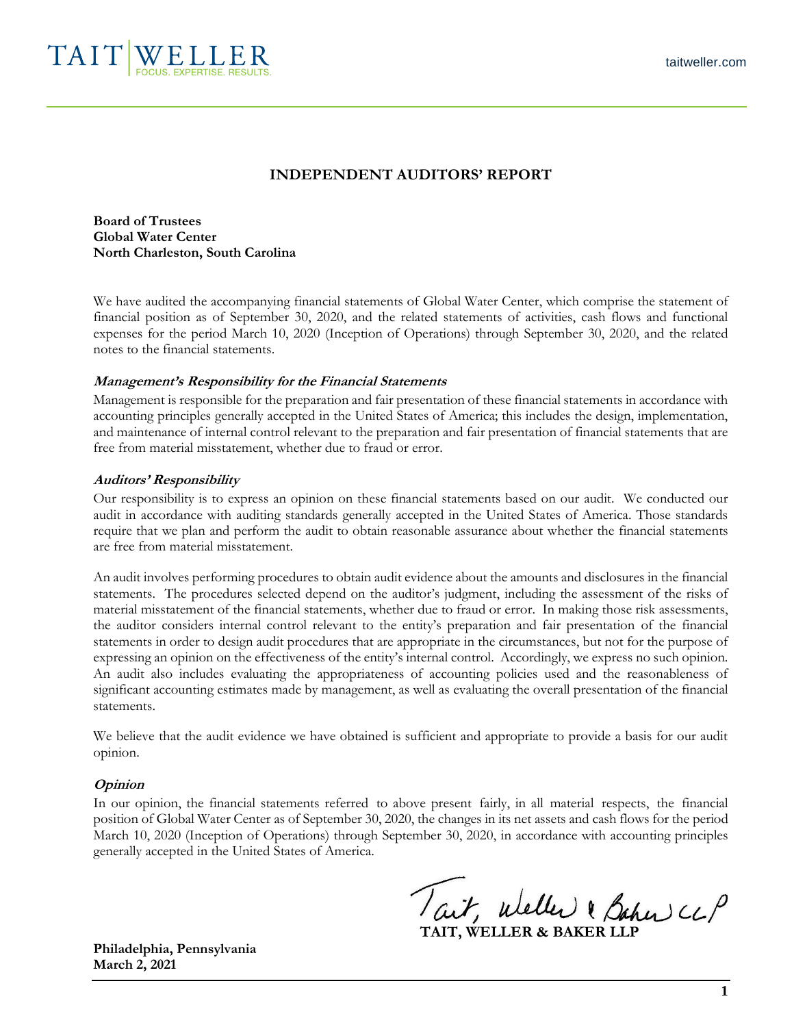TAIT | WELLER
FOCUS. EXPERTISE. RESULTS.

taitweller.com

# INDEPENDENT AUDITORS' REPORT

**Board of Trustees**
**Global Water Center**
**North Charleston, South Carolina**

We have audited the accompanying financial statements of Global Water Center, which comprise the statement of financial position as of September 30, 2020, and the related statements of activities, cash flows and functional expenses for the period March 10, 2020 (Inception of Operations) through September 30, 2020, and the related notes to the financial statements.

***Management's Responsibility for the Financial Statements***

Management is responsible for the preparation and fair presentation of these financial statements in accordance with accounting principles generally accepted in the United States of America; this includes the design, implementation, and maintenance of internal control relevant to the preparation and fair presentation of financial statements that are free from material misstatement, whether due to fraud or error.

***Auditors' Responsibility***

Our responsibility is to express an opinion on these financial statements based on our audit. We conducted our audit in accordance with auditing standards generally accepted in the United States of America. Those standards require that we plan and perform the audit to obtain reasonable assurance about whether the financial statements are free from material misstatement.

An audit involves performing procedures to obtain audit evidence about the amounts and disclosures in the financial statements. The procedures selected depend on the auditor's judgment, including the assessment of the risks of material misstatement of the financial statements, whether due to fraud or error. In making those risk assessments, the auditor considers internal control relevant to the entity's preparation and fair presentation of the financial statements in order to design audit procedures that are appropriate in the circumstances, but not for the purpose of expressing an opinion on the effectiveness of the entity's internal control. Accordingly, we express no such opinion. An audit also includes evaluating the appropriateness of accounting policies used and the reasonableness of significant accounting estimates made by management, as well as evaluating the overall presentation of the financial statements.

We believe that the audit evidence we have obtained is sufficient and appropriate to provide a basis for our audit opinion.

***Opinion***

In our opinion, the financial statements referred to above present fairly, in all material respects, the financial position of Global Water Center as of September 30, 2020, the changes in its net assets and cash flows for the period March 10, 2020 (Inception of Operations) through September 30, 2020, in accordance with accounting principles generally accepted in the United States of America.

Tait, Weller & Baker LLP
**TAIT, WELLER & BAKER LLP**

**Philadelphia, Pennsylvania**
**March 2, 2021**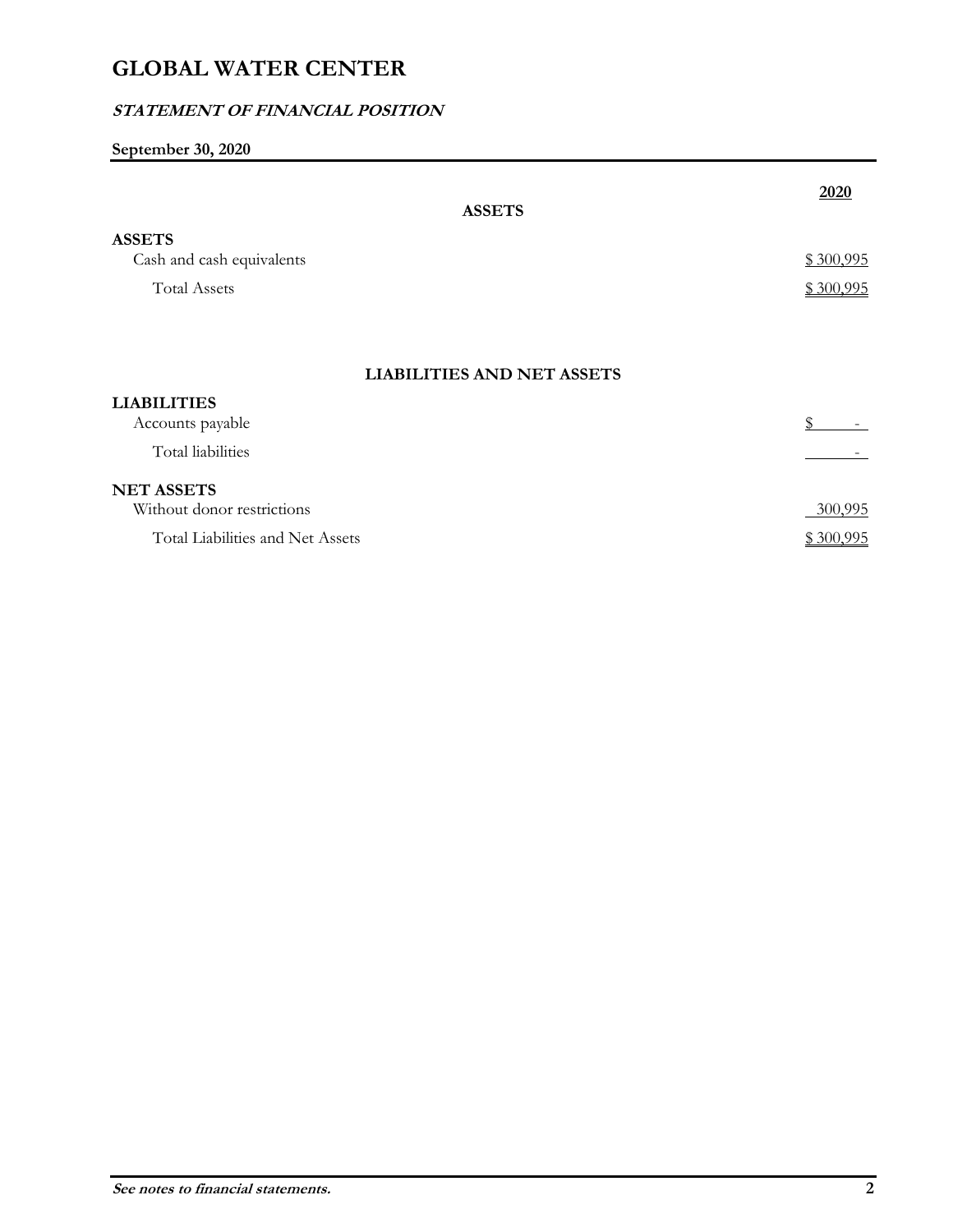# GLOBAL WATER CENTER

***STATEMENT OF FINANCIAL POSITION***

**September 30, 2020**

| | **2020** |
|---|---|
| **ASSETS** | |
| **ASSETS** | |
| Cash and cash equivalents | $ 300,995 |
| Total Assets | $ 300,995 |
| **LIABILITIES AND NET ASSETS** | |
| **LIABILITIES** | |
| Accounts payable | $ - |
| Total liabilities | - |
| **NET ASSETS** | |
| Without donor restrictions | 300,995 |
| Total Liabilities and Net Assets | $ 300,995 |

***See notes to financial statements.***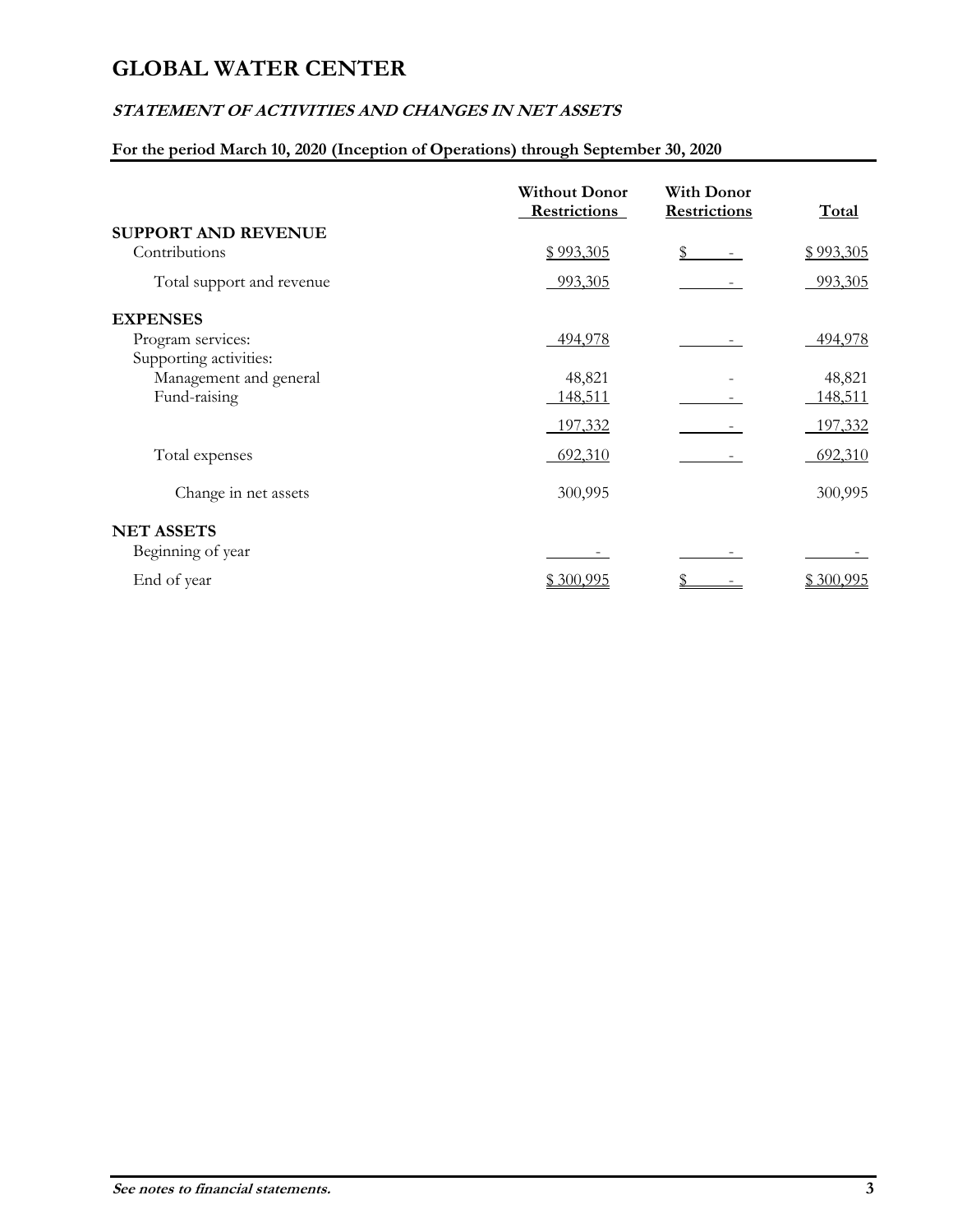# GLOBAL WATER CENTER

## *STATEMENT OF ACTIVITIES AND CHANGES IN NET ASSETS*

**For the period March 10, 2020 (Inception of Operations) through September 30, 2020**

| | Without Donor Restrictions | With Donor Restrictions | Total |
|---|---|---|---|
| **SUPPORT AND REVENUE** | | | |
| Contributions | $ 993,305 | $ - | $ 993,305 |
| Total support and revenue | 993,305 | - | 993,305 |
| **EXPENSES** | | | |
| Program services: | 494,978 | - | 494,978 |
| Supporting activities: | | | |
| Management and general | 48,821 | - | 48,821 |
| Fund-raising | 148,511 | - | 148,511 |
| | 197,332 | - | 197,332 |
| Total expenses | 692,310 | - | 692,310 |
| Change in net assets | 300,995 | | 300,995 |
| **NET ASSETS** | | | |
| Beginning of year | - | - | - |
| End of year | $ 300,995 | $ - | $ 300,995 |

***See notes to financial statements.***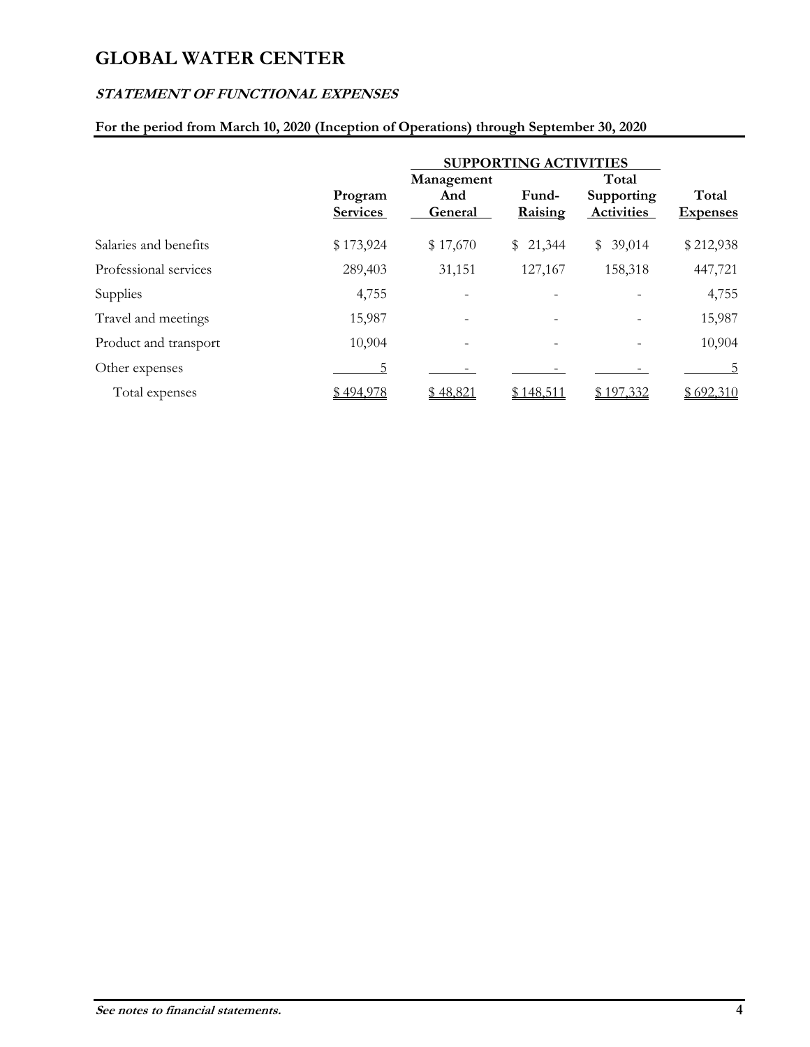# GLOBAL WATER CENTER

***STATEMENT OF FUNCTIONAL EXPENSES***

**For the period from March 10, 2020 (Inception of Operations) through September 30, 2020**

| | | SUPPORTING ACTIVITIES | | | |
|---|---|---|---|---|---|
| | Program Services | Management And General | Fund-Raising | Total Supporting Activities | Total Expenses |
| Salaries and benefits | $ 173,924 | $ 17,670 | $ 21,344 | $ 39,014 | $ 212,938 |
| Professional services | 289,403 | 31,151 | 127,167 | 158,318 | 447,721 |
| Supplies | 4,755 | - | - | - | 4,755 |
| Travel and meetings | 15,987 | - | - | - | 15,987 |
| Product and transport | 10,904 | - | - | - | 10,904 |
| Other expenses | 5 | - | - | - | 5 |
| Total expenses | $ 494,978 | $ 48,821 | $ 148,511 | $ 197,332 | $ 692,310 |

***See notes to financial statements.***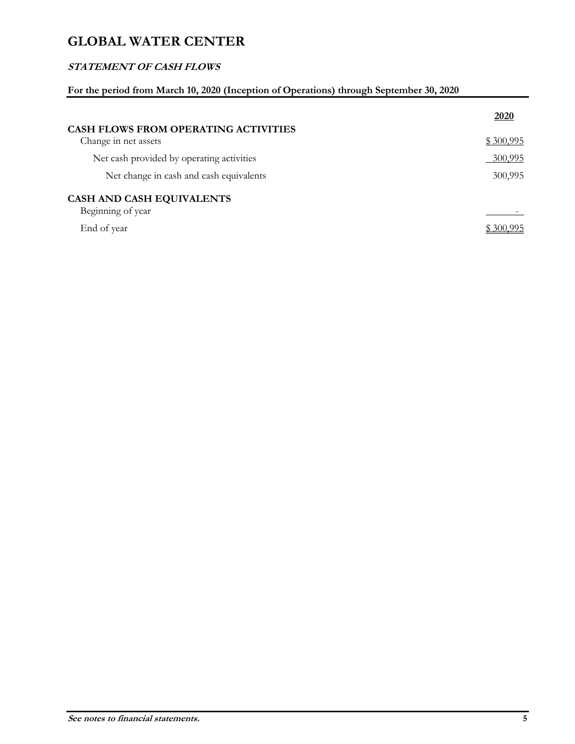# GLOBAL WATER CENTER

## ***STATEMENT OF CASH FLOWS***

**For the period from March 10, 2020 (Inception of Operations) through September 30, 2020**

| | **2020** |
|---|---|
| **CASH FLOWS FROM OPERATING ACTIVITIES** | |
| Change in net assets | $ 300,995 |
| Net cash provided by operating activities | 300,995 |
| Net change in cash and cash equivalents | 300,995 |
| **CASH AND CASH EQUIVALENTS** | |
| Beginning of year | - |
| End of year | $ 300,995 |

***See notes to financial statements.***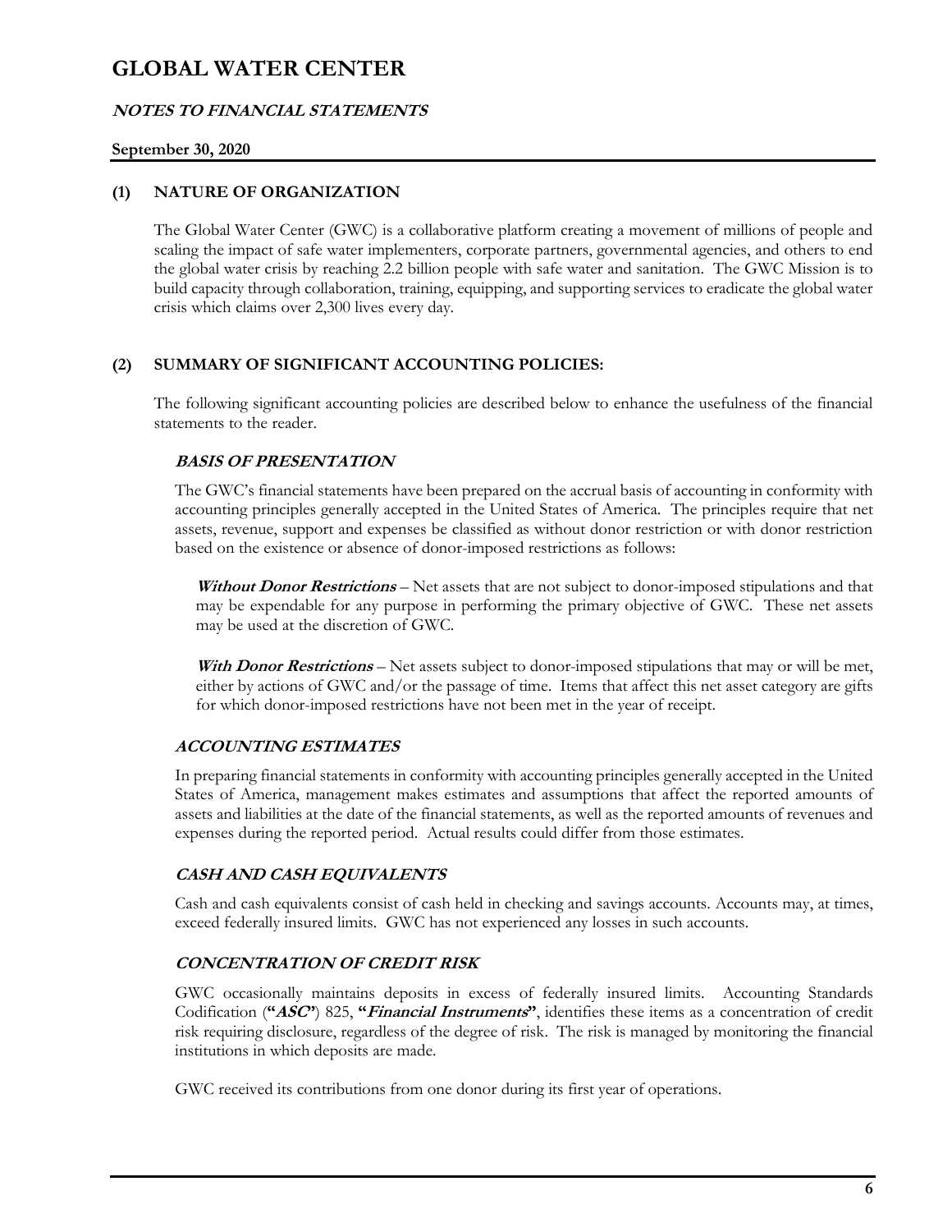# GLOBAL WATER CENTER

## NOTES TO FINANCIAL STATEMENTS

**September 30, 2020**

### (1) NATURE OF ORGANIZATION

The Global Water Center (GWC) is a collaborative platform creating a movement of millions of people and scaling the impact of safe water implementers, corporate partners, governmental agencies, and others to end the global water crisis by reaching 2.2 billion people with safe water and sanitation. The GWC Mission is to build capacity through collaboration, training, equipping, and supporting services to eradicate the global water crisis which claims over 2,300 lives every day.

### (2) SUMMARY OF SIGNIFICANT ACCOUNTING POLICIES:

The following significant accounting policies are described below to enhance the usefulness of the financial statements to the reader.

#### *BASIS OF PRESENTATION*

The GWC's financial statements have been prepared on the accrual basis of accounting in conformity with accounting principles generally accepted in the United States of America. The principles require that net assets, revenue, support and expenses be classified as without donor restriction or with donor restriction based on the existence or absence of donor-imposed restrictions as follows:

***Without Donor Restrictions*** – Net assets that are not subject to donor-imposed stipulations and that may be expendable for any purpose in performing the primary objective of GWC. These net assets may be used at the discretion of GWC.

***With Donor Restrictions*** – Net assets subject to donor-imposed stipulations that may or will be met, either by actions of GWC and/or the passage of time. Items that affect this net asset category are gifts for which donor-imposed restrictions have not been met in the year of receipt.

#### *ACCOUNTING ESTIMATES*

In preparing financial statements in conformity with accounting principles generally accepted in the United States of America, management makes estimates and assumptions that affect the reported amounts of assets and liabilities at the date of the financial statements, as well as the reported amounts of revenues and expenses during the reported period. Actual results could differ from those estimates.

#### *CASH AND CASH EQUIVALENTS*

Cash and cash equivalents consist of cash held in checking and savings accounts. Accounts may, at times, exceed federally insured limits. GWC has not experienced any losses in such accounts.

#### *CONCENTRATION OF CREDIT RISK*

GWC occasionally maintains deposits in excess of federally insured limits. Accounting Standards Codification (**"*ASC*"**) 825, **"*Financial Instruments*"**, identifies these items as a concentration of credit risk requiring disclosure, regardless of the degree of risk. The risk is managed by monitoring the financial institutions in which deposits are made.

GWC received its contributions from one donor during its first year of operations.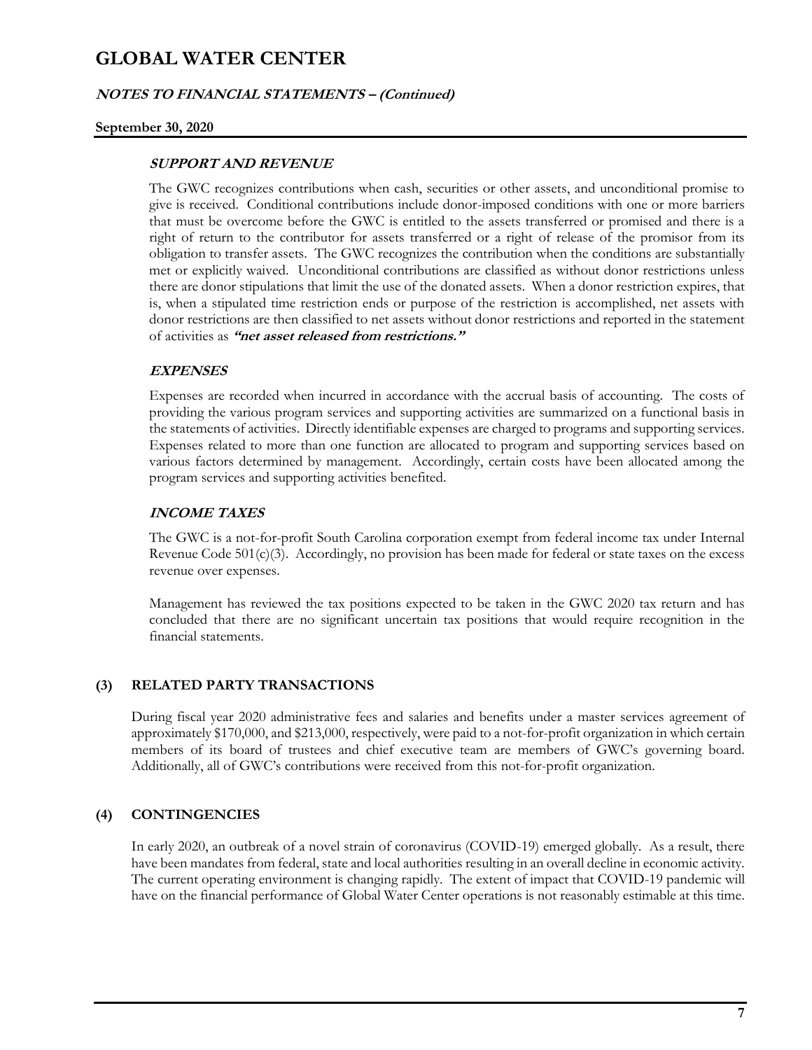# GLOBAL WATER CENTER

***NOTES TO FINANCIAL STATEMENTS – (Continued)***

**September 30, 2020**

***SUPPORT AND REVENUE***

The GWC recognizes contributions when cash, securities or other assets, and unconditional promise to give is received. Conditional contributions include donor-imposed conditions with one or more barriers that must be overcome before the GWC is entitled to the assets transferred or promised and there is a right of return to the contributor for assets transferred or a right of release of the promisor from its obligation to transfer assets. The GWC recognizes the contribution when the conditions are substantially met or explicitly waived. Unconditional contributions are classified as without donor restrictions unless there are donor stipulations that limit the use of the donated assets. When a donor restriction expires, that is, when a stipulated time restriction ends or purpose of the restriction is accomplished, net assets with donor restrictions are then classified to net assets without donor restrictions and reported in the statement of activities as ***"net asset released from restrictions."***

***EXPENSES***

Expenses are recorded when incurred in accordance with the accrual basis of accounting. The costs of providing the various program services and supporting activities are summarized on a functional basis in the statements of activities. Directly identifiable expenses are charged to programs and supporting services. Expenses related to more than one function are allocated to program and supporting services based on various factors determined by management. Accordingly, certain costs have been allocated among the program services and supporting activities benefited.

***INCOME TAXES***

The GWC is a not-for-profit South Carolina corporation exempt from federal income tax under Internal Revenue Code 501(c)(3). Accordingly, no provision has been made for federal or state taxes on the excess revenue over expenses.

Management has reviewed the tax positions expected to be taken in the GWC 2020 tax return and has concluded that there are no significant uncertain tax positions that would require recognition in the financial statements.

## (3) RELATED PARTY TRANSACTIONS

During fiscal year 2020 administrative fees and salaries and benefits under a master services agreement of approximately $170,000, and $213,000, respectively, were paid to a not-for-profit organization in which certain members of its board of trustees and chief executive team are members of GWC's governing board. Additionally, all of GWC's contributions were received from this not-for-profit organization.

## (4) CONTINGENCIES

In early 2020, an outbreak of a novel strain of coronavirus (COVID-19) emerged globally. As a result, there have been mandates from federal, state and local authorities resulting in an overall decline in economic activity. The current operating environment is changing rapidly. The extent of impact that COVID-19 pandemic will have on the financial performance of Global Water Center operations is not reasonably estimable at this time.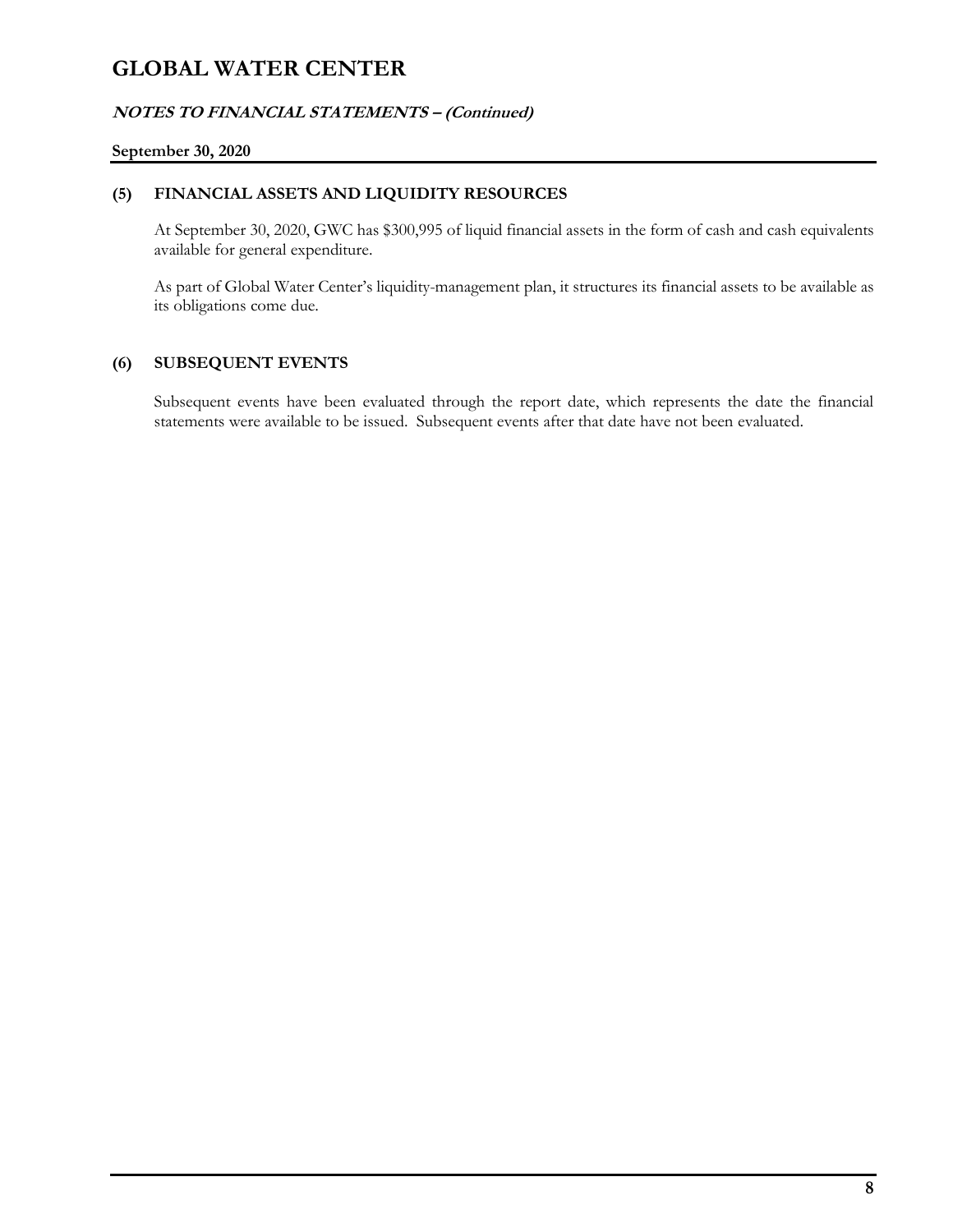## (5) FINANCIAL ASSETS AND LIQUIDITY RESOURCES

At September 30, 2020, GWC has $300,995 of liquid financial assets in the form of cash and cash equivalents available for general expenditure.

As part of Global Water Center's liquidity-management plan, it structures its financial assets to be available as its obligations come due.

## (6) SUBSEQUENT EVENTS

Subsequent events have been evaluated through the report date, which represents the date the financial statements were available to be issued. Subsequent events after that date have not been evaluated.